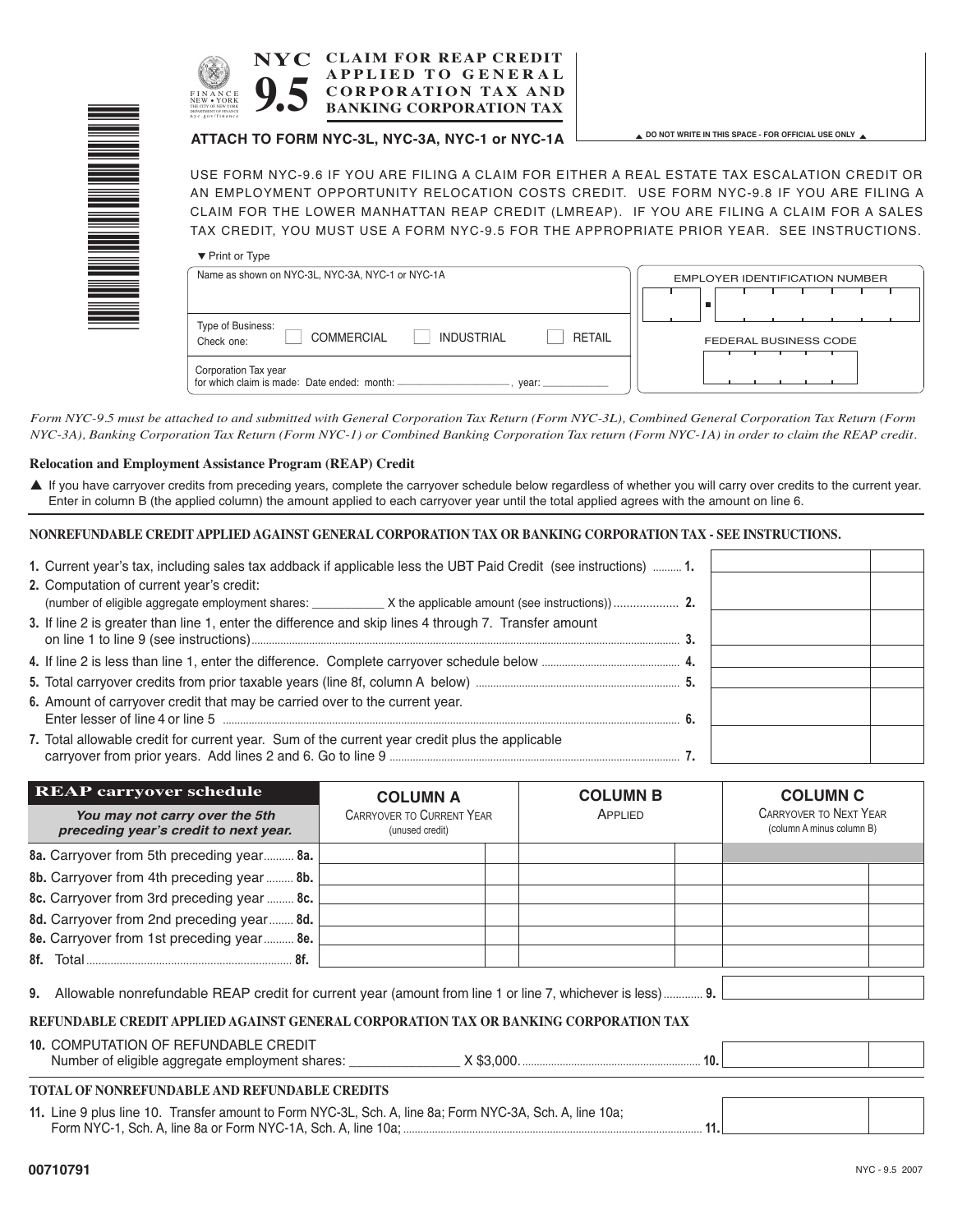# NYC 9.5

## CLAIM FOR REAP CREDIT APPLIED TO GENERAL CORPORATION TAX AND BANKING CORPORATION TAX

FINANCE NEW • YORK THE CITY OF NEW YORK DEPARTMENT OF FINANCE nyc.gov/finance

**ATTACH TO FORM NYC-3L, NYC-3A, NYC-1 or NYC-1A**

▲ DO NOT WRITE IN THIS SPACE - FOR OFFICIAL USE ONLY ▲

USE FORM NYC-9.6 IF YOU ARE FILING A CLAIM FOR EITHER A REAL ESTATE TAX ESCALATION CREDIT OR AN EMPLOYMENT OPPORTUNITY RELOCATION COSTS CREDIT. USE FORM NYC-9.8 IF YOU ARE FILING A CLAIM FOR THE LOWER MANHATTAN REAP CREDIT (LMREAP). IF YOU ARE FILING A CLAIM FOR A SALES TAX CREDIT, YOU MUST USE A FORM NYC-9.5 FOR THE APPROPRIATE PRIOR YEAR. SEE INSTRUCTIONS.

▼ Print or Type

| Name as shown on NYC-3L, NYC-3A, NYC-1 or NYC-1A | EMPLOYER IDENTIFICATION NUMBER |
|---|---|
| Type of Business: Check one: ☐ COMMERCIAL ☐ INDUSTRIAL ☐ RETAIL | FEDERAL BUSINESS CODE |
| Corporation Tax year for which claim is made: Date ended: month: ______________, year: __________ | |

*Form NYC-9.5 must be attached to and submitted with General Corporation Tax Return (Form NYC-3L), Combined General Corporation Tax Return (Form NYC-3A), Banking Corporation Tax Return (Form NYC-1) or Combined Banking Corporation Tax return (Form NYC-1A) in order to claim the REAP credit.*

**Relocation and Employment Assistance Program (REAP) Credit**

▲ If you have carryover credits from preceding years, complete the carryover schedule below regardless of whether you will carry over credits to the current year. Enter in column B (the applied column) the amount applied to each carryover year until the total applied agrees with the amount on line 6.

**NONREFUNDABLE CREDIT APPLIED AGAINST GENERAL CORPORATION TAX OR BANKING CORPORATION TAX - SEE INSTRUCTIONS.**

| Line | Description | Amount |
|---|---|---|
| 1. | Current year's tax, including sales tax addback if applicable less the UBT Paid Credit (see instructions) .......... 1. | |
| 2. | Computation of current year's credit: (number of eligible aggregate employment shares: ___________ X the applicable amount (see instructions)) .................... 2. | |
| 3. | If line 2 is greater than line 1, enter the difference and skip lines 4 through 7. Transfer amount on line 1 to line 9 (see instructions) .......... 3. | |
| 4. | If line 2 is less than line 1, enter the difference. Complete carryover schedule below .......... 4. | |
| 5. | Total carryover credits from prior taxable years (line 8f, column A below) .......... 5. | |
| 6. | Amount of carryover credit that may be carried over to the current year. Enter lesser of line 4 or line 5 .......... 6. | |
| 7. | Total allowable credit for current year. Sum of the current year credit plus the applicable carryover from prior years. Add lines 2 and 6. Go to line 9 .......... 7. | |

| **REAP carryover schedule** *You may not carry over the 5th preceding year's credit to next year.* | COLUMN A Carryover to Current Year (unused credit) | COLUMN B Applied | COLUMN C Carryover to Next Year (column A minus column B) |
|---|---|---|---|
| 8a. Carryover from 5th preceding year .......... 8a. | | | |
| 8b. Carryover from 4th preceding year .......... 8b. | | | |
| 8c. Carryover from 3rd preceding year .......... 8c. | | | |
| 8d. Carryover from 2nd preceding year .......... 8d. | | | |
| 8e. Carryover from 1st preceding year .......... 8e. | | | |
| 8f. Total .......... 8f. | | | |

**9.** Allowable nonrefundable REAP credit for current year (amount from line 1 or line 7, whichever is less) .......... 9. ________

**REFUNDABLE CREDIT APPLIED AGAINST GENERAL CORPORATION TAX OR BANKING CORPORATION TAX**

**10.** COMPUTATION OF REFUNDABLE CREDIT
Number of eligible aggregate employment shares: ______________ X $3,000. .......... 10. ________

**TOTAL OF NONREFUNDABLE AND REFUNDABLE CREDITS**

**11.** Line 9 plus line 10. Transfer amount to Form NYC-3L, Sch. A, line 8a; Form NYC-3A, Sch. A, line 10a; Form NYC-1, Sch. A, line 8a or Form NYC-1A, Sch. A, line 10a; .......... 11. ________

00710791

NYC - 9.5 2007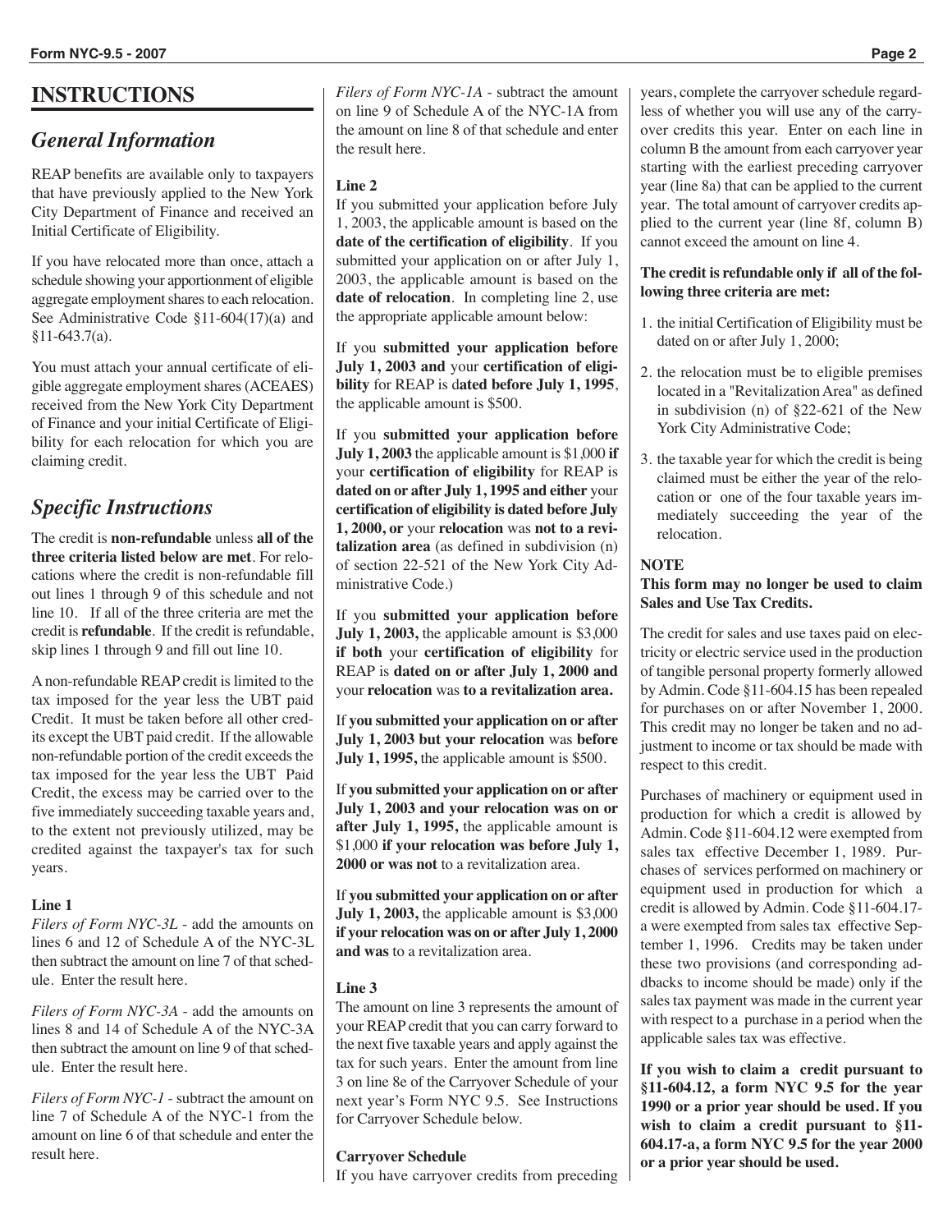## INSTRUCTIONS

### *General Information*

REAP benefits are available only to taxpayers that have previously applied to the New York City Department of Finance and received an Initial Certificate of Eligibility.

If you have relocated more than once, attach a schedule showing your apportionment of eligible aggregate employment shares to each relocation. See Administrative Code §11-604(17)(a) and §11-643.7(a).

You must attach your annual certificate of eligible aggregate employment shares (ACEAES) received from the New York City Department of Finance and your initial Certificate of Eligibility for each relocation for which you are claiming credit.

### *Specific Instructions*

The credit is **non-refundable** unless **all of the three criteria listed below are met**. For relocations where the credit is non-refundable fill out lines 1 through 9 of this schedule and not line 10. If all of the three criteria are met the credit is **refundable**. If the credit is refundable, skip lines 1 through 9 and fill out line 10.

A non-refundable REAP credit is limited to the tax imposed for the year less the UBT paid Credit. It must be taken before all other credits except the UBT paid credit. If the allowable non-refundable portion of the credit exceeds the tax imposed for the year less the UBT Paid Credit, the excess may be carried over to the five immediately succeeding taxable years and, to the extent not previously utilized, may be credited against the taxpayer's tax for such years.

**Line 1**

*Filers of Form NYC-3L* - add the amounts on lines 6 and 12 of Schedule A of the NYC-3L then subtract the amount on line 7 of that schedule. Enter the result here.

*Filers of Form NYC-3A* - add the amounts on lines 8 and 14 of Schedule A of the NYC-3A then subtract the amount on line 9 of that schedule. Enter the result here.

*Filers of Form NYC-1* - subtract the amount on line 7 of Schedule A of the NYC-1 from the amount on line 6 of that schedule and enter the result here.

*Filers of Form NYC-1A* - subtract the amount on line 9 of Schedule A of the NYC-1A from the amount on line 8 of that schedule and enter the result here.

**Line 2**

If you submitted your application before July 1, 2003, the applicable amount is based on the **date of the certification of eligibility**. If you submitted your application on or after July 1, 2003, the applicable amount is based on the **date of relocation**. In completing line 2, use the appropriate applicable amount below:

If you **submitted your application before July 1, 2003 and** your **certification of eligibility** for REAP is d**ated before July 1, 1995**, the applicable amount is $500.

If you **submitted your application before July 1, 2003** the applicable amount is $1,000 **if** your **certification of eligibility** for REAP is **dated on or after July 1, 1995 and either** your **certification of eligibility is dated before July 1, 2000, or** your **relocation** was **not to a revitalization area** (as defined in subdivision (n) of section 22-521 of the New York City Administrative Code.)

If you **submitted your application before July 1, 2003,** the applicable amount is $3,000 **if both** your **certification of eligibility** for REAP is **dated on or after July 1, 2000 and** your **relocation** was **to a revitalization area.**

If **you submitted your application on or after July 1, 2003 but your relocation** was **before July 1, 1995,** the applicable amount is $500.

If **you submitted your application on or after July 1, 2003 and your relocation was on or after July 1, 1995,** the applicable amount is $1,000 **if your relocation was before July 1, 2000 or was not** to a revitalization area.

If **you submitted your application on or after July 1, 2003,** the applicable amount is $3,000 **if your relocation was on or after July 1, 2000 and was** to a revitalization area.

**Line 3**

The amount on line 3 represents the amount of your REAP credit that you can carry forward to the next five taxable years and apply against the tax for such years. Enter the amount from line 3 on line 8e of the Carryover Schedule of your next year's Form NYC 9.5. See Instructions for Carryover Schedule below.

**Carryover Schedule**

If you have carryover credits from preceding years, complete the carryover schedule regardless of whether you will use any of the carryover credits this year. Enter on each line in column B the amount from each carryover year starting with the earliest preceding carryover year (line 8a) that can be applied to the current year. The total amount of carryover credits applied to the current year (line 8f, column B) cannot exceed the amount on line 4.

**The credit is refundable only if all of the following three criteria are met:**

1. the initial Certification of Eligibility must be dated on or after July 1, 2000;
2. the relocation must be to eligible premises located in a "Revitalization Area" as defined in subdivision (n) of §22-621 of the New York City Administrative Code;
3. the taxable year for which the credit is being claimed must be either the year of the relocation or one of the four taxable years immediately succeeding the year of the relocation.

**NOTE**

**This form may no longer be used to claim Sales and Use Tax Credits.**

The credit for sales and use taxes paid on electricity or electric service used in the production of tangible personal property formerly allowed by Admin. Code §11-604.15 has been repealed for purchases on or after November 1, 2000. This credit may no longer be taken and no adjustment to income or tax should be made with respect to this credit.

Purchases of machinery or equipment used in production for which a credit is allowed by Admin. Code §11-604.12 were exempted from sales tax effective December 1, 1989. Purchases of services performed on machinery or equipment used in production for which a credit is allowed by Admin. Code §11-604.17-a were exempted from sales tax effective September 1, 1996. Credits may be taken under these two provisions (and corresponding adbacks to income should be made) only if the sales tax payment was made in the current year with respect to a purchase in a period when the applicable sales tax was effective.

**If you wish to claim a credit pursuant to §11-604.12, a form NYC 9.5 for the year 1990 or a prior year should be used. If you wish to claim a credit pursuant to §11-604.17-a, a form NYC 9.5 for the year 2000 or a prior year should be used.**